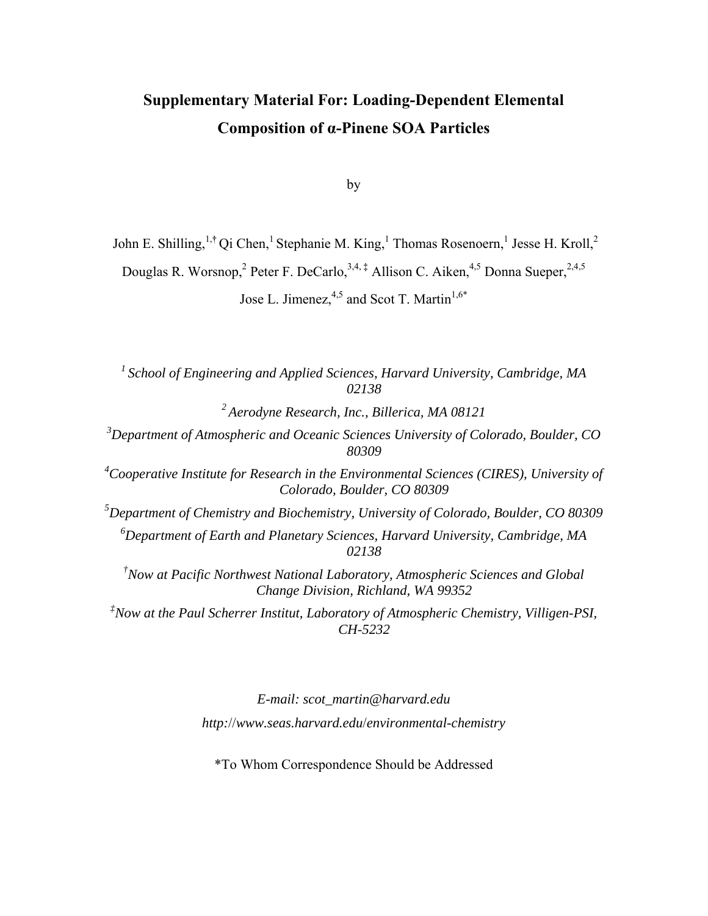# Supplementary Material For: Loading-Dependent Elemental Composition of α-Pinene SOA Particles

by

John E. Shilling,[1,†] Qi Chen,[1] Stephanie M. King,[1] Thomas Rosenoern,[1] Jesse H. Kroll,[2] Douglas R. Worsnop,[2] Peter F. DeCarlo,[3,4,‡] Allison C. Aiken,[4,5] Donna Sueper,[2,4,5] Jose L. Jimenez,[4,5] and Scot T. Martin[1,6*]

[1] *School of Engineering and Applied Sciences, Harvard University, Cambridge, MA 02138*

[2] *Aerodyne Research, Inc., Billerica, MA 08121*

[3] *Department of Atmospheric and Oceanic Sciences University of Colorado, Boulder, CO 80309*

[4] *Cooperative Institute for Research in the Environmental Sciences (CIRES), University of Colorado, Boulder, CO 80309*

[5] *Department of Chemistry and Biochemistry, University of Colorado, Boulder, CO 80309*

[6] *Department of Earth and Planetary Sciences, Harvard University, Cambridge, MA 02138*

[†] *Now at Pacific Northwest National Laboratory, Atmospheric Sciences and Global Change Division, Richland, WA 99352*

[‡] *Now at the Paul Scherrer Institut, Laboratory of Atmospheric Chemistry, Villigen-PSI, CH-5232*

*E-mail: scot_martin@harvard.edu*

*http://www.seas.harvard.edu/environmental-chemistry*

*To Whom Correspondence Should be Addressed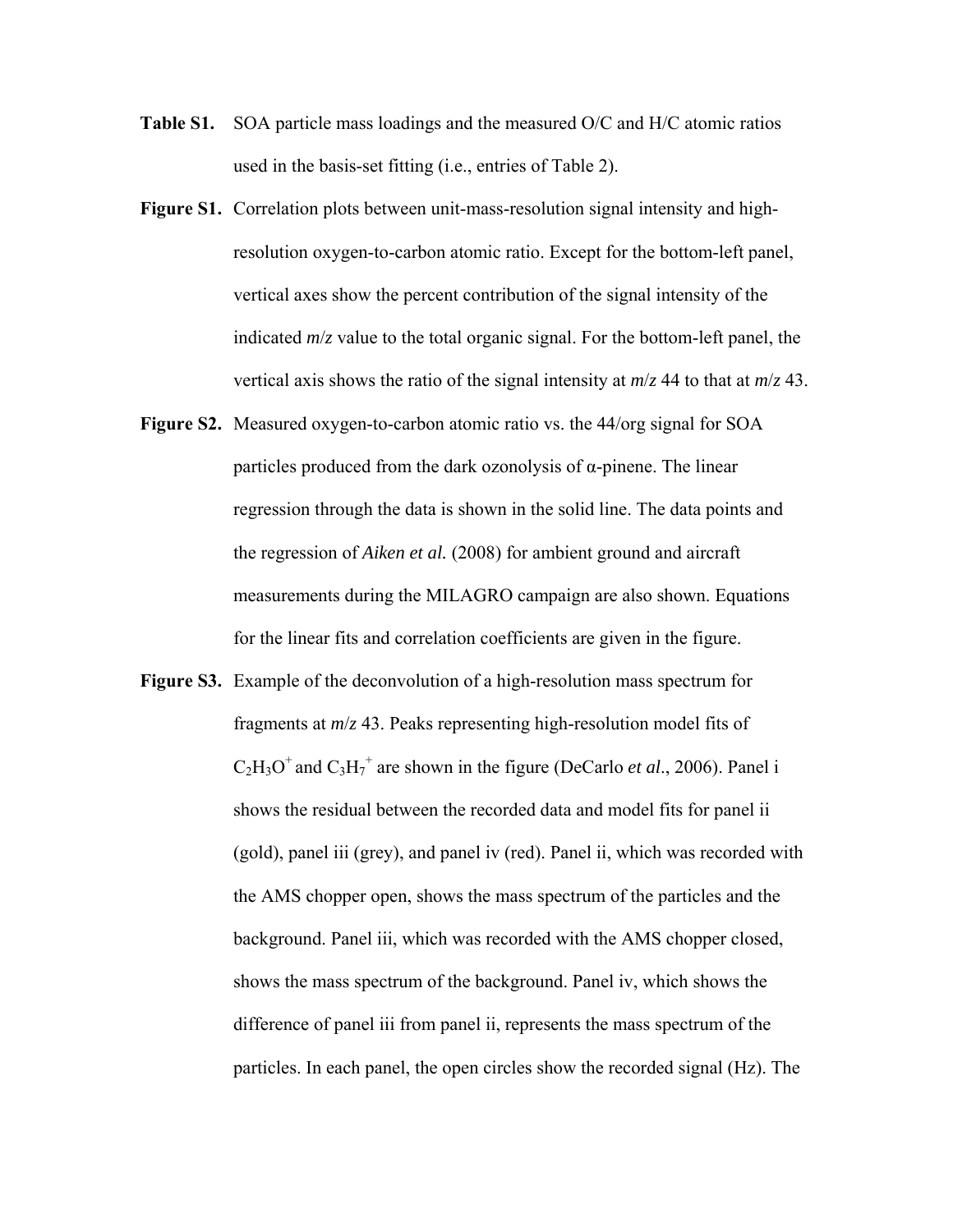**Table S1.** SOA particle mass loadings and the measured O/C and H/C atomic ratios used in the basis-set fitting (i.e., entries of Table 2).

**Figure S1.** Correlation plots between unit-mass-resolution signal intensity and high-resolution oxygen-to-carbon atomic ratio. Except for the bottom-left panel, vertical axes show the percent contribution of the signal intensity of the indicated *m*/*z* value to the total organic signal. For the bottom-left panel, the vertical axis shows the ratio of the signal intensity at *m*/*z* 44 to that at *m*/*z* 43.

**Figure S2.** Measured oxygen-to-carbon atomic ratio vs. the 44/org signal for SOA particles produced from the dark ozonolysis of α-pinene. The linear regression through the data is shown in the solid line. The data points and the regression of *Aiken et al.* (2008) for ambient ground and aircraft measurements during the MILAGRO campaign are also shown. Equations for the linear fits and correlation coefficients are given in the figure.

**Figure S3.** Example of the deconvolution of a high-resolution mass spectrum for fragments at *m*/*z* 43. Peaks representing high-resolution model fits of $C_2H_3O^+$ and $C_3H_7^+$ are shown in the figure (DeCarlo *et al*., 2006). Panel i shows the residual between the recorded data and model fits for panel ii (gold), panel iii (grey), and panel iv (red). Panel ii, which was recorded with the AMS chopper open, shows the mass spectrum of the particles and the background. Panel iii, which was recorded with the AMS chopper closed, shows the mass spectrum of the background. Panel iv, which shows the difference of panel iii from panel ii, represents the mass spectrum of the particles. In each panel, the open circles show the recorded signal (Hz). The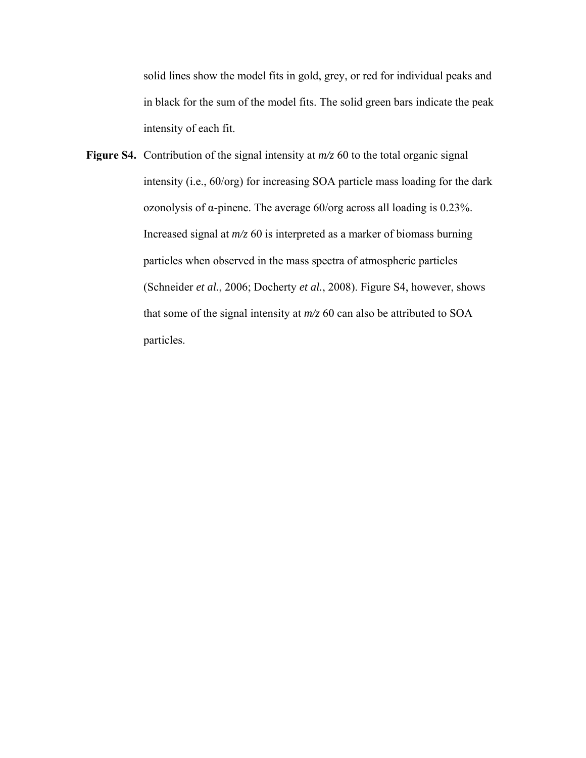solid lines show the model fits in gold, grey, or red for individual peaks and in black for the sum of the model fits. The solid green bars indicate the peak intensity of each fit.

**Figure S4.** Contribution of the signal intensity at *m/z* 60 to the total organic signal intensity (i.e., 60/org) for increasing SOA particle mass loading for the dark ozonolysis of α-pinene. The average 60/org across all loading is 0.23%. Increased signal at *m/z* 60 is interpreted as a marker of biomass burning particles when observed in the mass spectra of atmospheric particles (Schneider *et al.*, 2006; Docherty *et al.*, 2008). Figure S4, however, shows that some of the signal intensity at *m/z* 60 can also be attributed to SOA particles.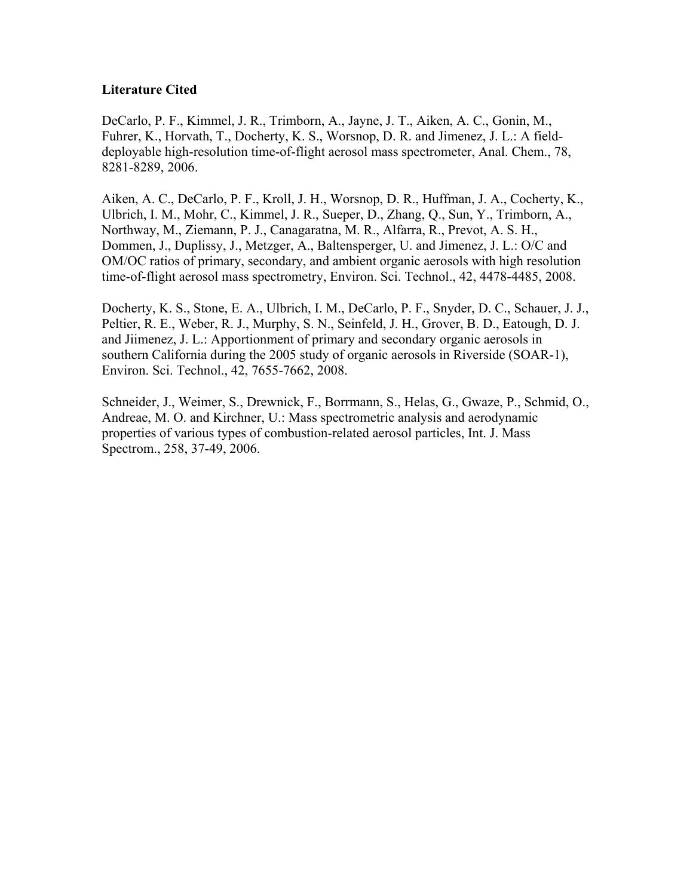**Literature Cited**

DeCarlo, P. F., Kimmel, J. R., Trimborn, A., Jayne, J. T., Aiken, A. C., Gonin, M., Fuhrer, K., Horvath, T., Docherty, K. S., Worsnop, D. R. and Jimenez, J. L.: A field-deployable high-resolution time-of-flight aerosol mass spectrometer, Anal. Chem., 78, 8281-8289, 2006.

Aiken, A. C., DeCarlo, P. F., Kroll, J. H., Worsnop, D. R., Huffman, J. A., Cocherty, K., Ulbrich, I. M., Mohr, C., Kimmel, J. R., Sueper, D., Zhang, Q., Sun, Y., Trimborn, A., Northway, M., Ziemann, P. J., Canagaratna, M. R., Alfarra, R., Prevot, A. S. H., Dommen, J., Duplissy, J., Metzger, A., Baltensperger, U. and Jimenez, J. L.: O/C and OM/OC ratios of primary, secondary, and ambient organic aerosols with high resolution time-of-flight aerosol mass spectrometry, Environ. Sci. Technol., 42, 4478-4485, 2008.

Docherty, K. S., Stone, E. A., Ulbrich, I. M., DeCarlo, P. F., Snyder, D. C., Schauer, J. J., Peltier, R. E., Weber, R. J., Murphy, S. N., Seinfeld, J. H., Grover, B. D., Eatough, D. J. and Jiimenez, J. L.: Apportionment of primary and secondary organic aerosols in southern California during the 2005 study of organic aerosols in Riverside (SOAR-1), Environ. Sci. Technol., 42, 7655-7662, 2008.

Schneider, J., Weimer, S., Drewnick, F., Borrmann, S., Helas, G., Gwaze, P., Schmid, O., Andreae, M. O. and Kirchner, U.: Mass spectrometric analysis and aerodynamic properties of various types of combustion-related aerosol particles, Int. J. Mass Spectrom., 258, 37-49, 2006.